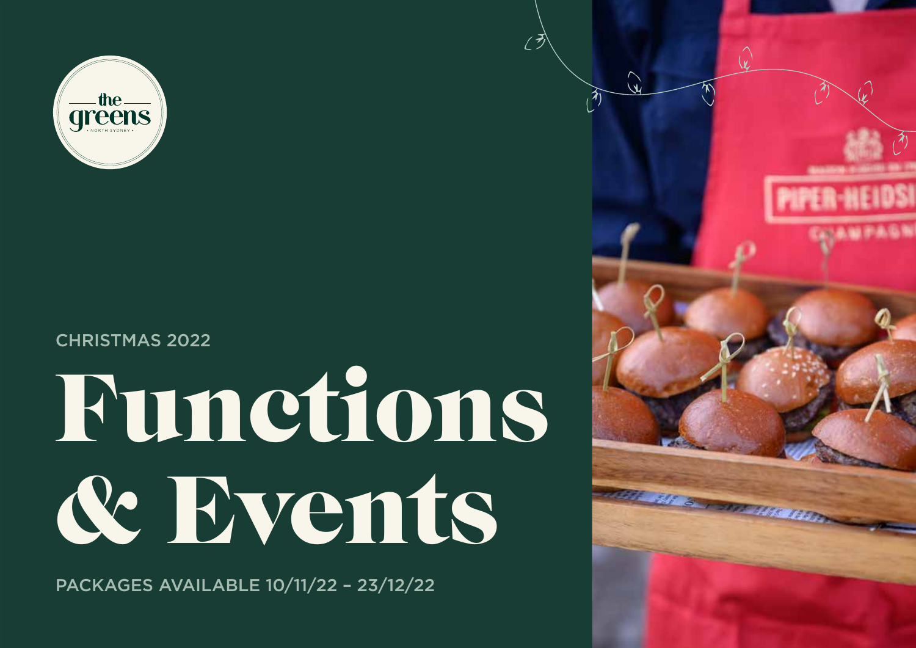the greens
NORTH SYDNEY

CHRISTMAS 2022

# Functions & Events

PACKAGES AVAILABLE 10/11/22 – 23/12/22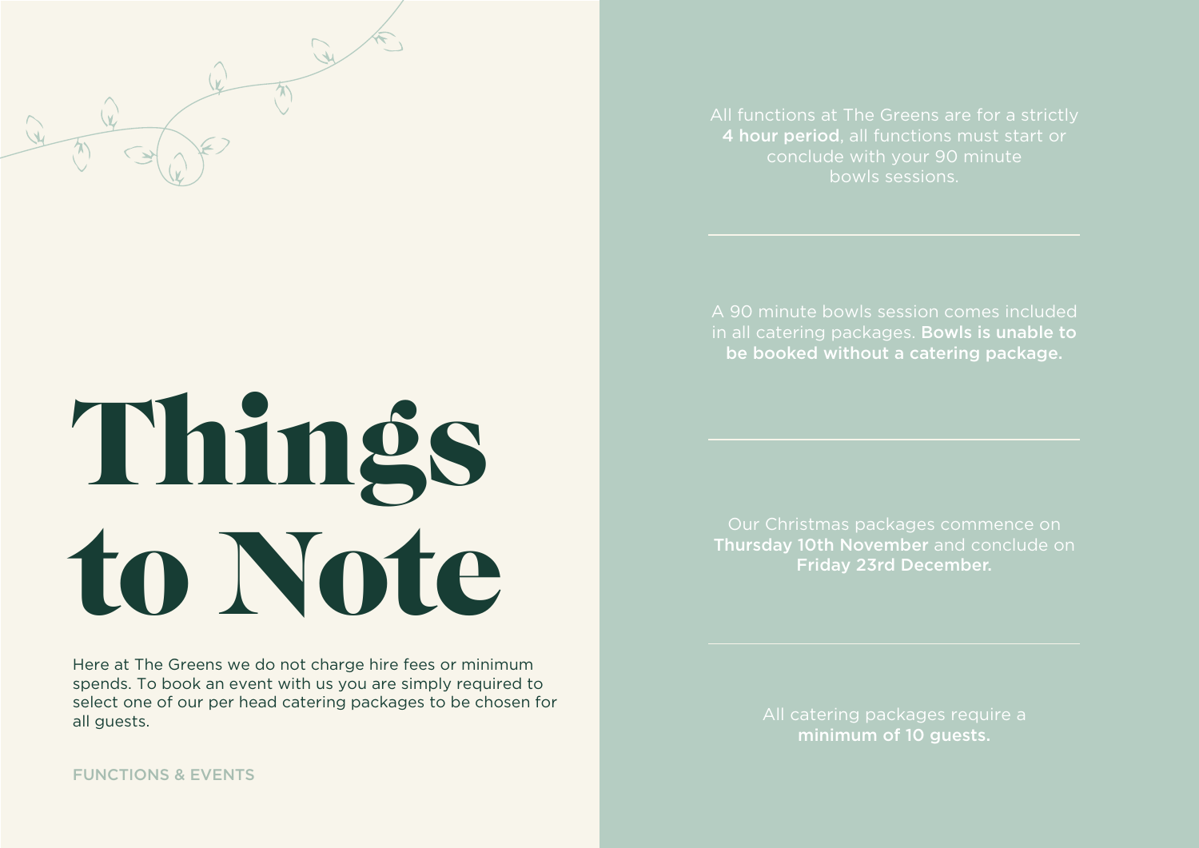# Things to Note

Here at The Greens we do not charge hire fees or minimum spends. To book an event with us you are simply required to select one of our per head catering packages to be chosen for all guests.

FUNCTIONS & EVENTS

All functions at The Greens are for a strictly **4 hour period**, all functions must start or conclude with your 90 minute bowls sessions.

---

A 90 minute bowls session comes included in all catering packages. **Bowls is unable to be booked without a catering package.**

---

Our Christmas packages commence on **Thursday 10th November** and conclude on **Friday 23rd December.**

---

All catering packages require a **minimum of 10 guests.**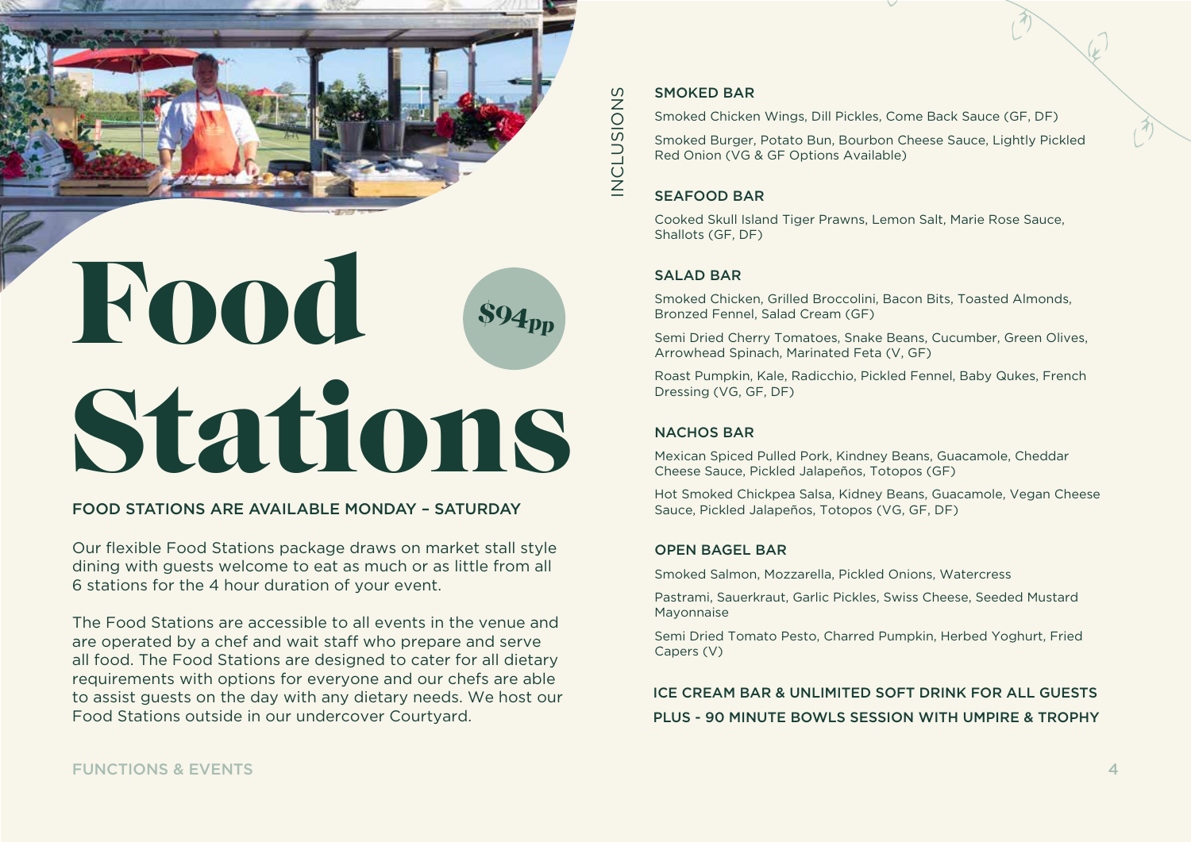# Food Stations

**$94pp**

FOOD STATIONS ARE AVAILABLE MONDAY – SATURDAY

Our flexible Food Stations package draws on market stall style dining with guests welcome to eat as much or as little from all 6 stations for the 4 hour duration of your event.

The Food Stations are accessible to all events in the venue and are operated by a chef and wait staff who prepare and serve all food. The Food Stations are designed to cater for all dietary requirements with options for everyone and our chefs are able to assist guests on the day with any dietary needs. We host our Food Stations outside in our undercover Courtyard.

## INCLUSIONS

### SMOKED BAR

Smoked Chicken Wings, Dill Pickles, Come Back Sauce (GF, DF)

Smoked Burger, Potato Bun, Bourbon Cheese Sauce, Lightly Pickled Red Onion (VG & GF Options Available)

### SEAFOOD BAR

Cooked Skull Island Tiger Prawns, Lemon Salt, Marie Rose Sauce, Shallots (GF, DF)

### SALAD BAR

Smoked Chicken, Grilled Broccolini, Bacon Bits, Toasted Almonds, Bronzed Fennel, Salad Cream (GF)

Semi Dried Cherry Tomatoes, Snake Beans, Cucumber, Green Olives, Arrowhead Spinach, Marinated Feta (V, GF)

Roast Pumpkin, Kale, Radicchio, Pickled Fennel, Baby Qukes, French Dressing (VG, GF, DF)

### NACHOS BAR

Mexican Spiced Pulled Pork, Kindney Beans, Guacamole, Cheddar Cheese Sauce, Pickled Jalapeños, Totopos (GF)

Hot Smoked Chickpea Salsa, Kidney Beans, Guacamole, Vegan Cheese Sauce, Pickled Jalapeños, Totopos (VG, GF, DF)

### OPEN BAGEL BAR

Smoked Salmon, Mozzarella, Pickled Onions, Watercress

Pastrami, Sauerkraut, Garlic Pickles, Swiss Cheese, Seeded Mustard Mayonnaise

Semi Dried Tomato Pesto, Charred Pumpkin, Herbed Yoghurt, Fried Capers (V)

**ICE CREAM BAR & UNLIMITED SOFT DRINK FOR ALL GUESTS**

**PLUS - 90 MINUTE BOWLS SESSION WITH UMPIRE & TROPHY**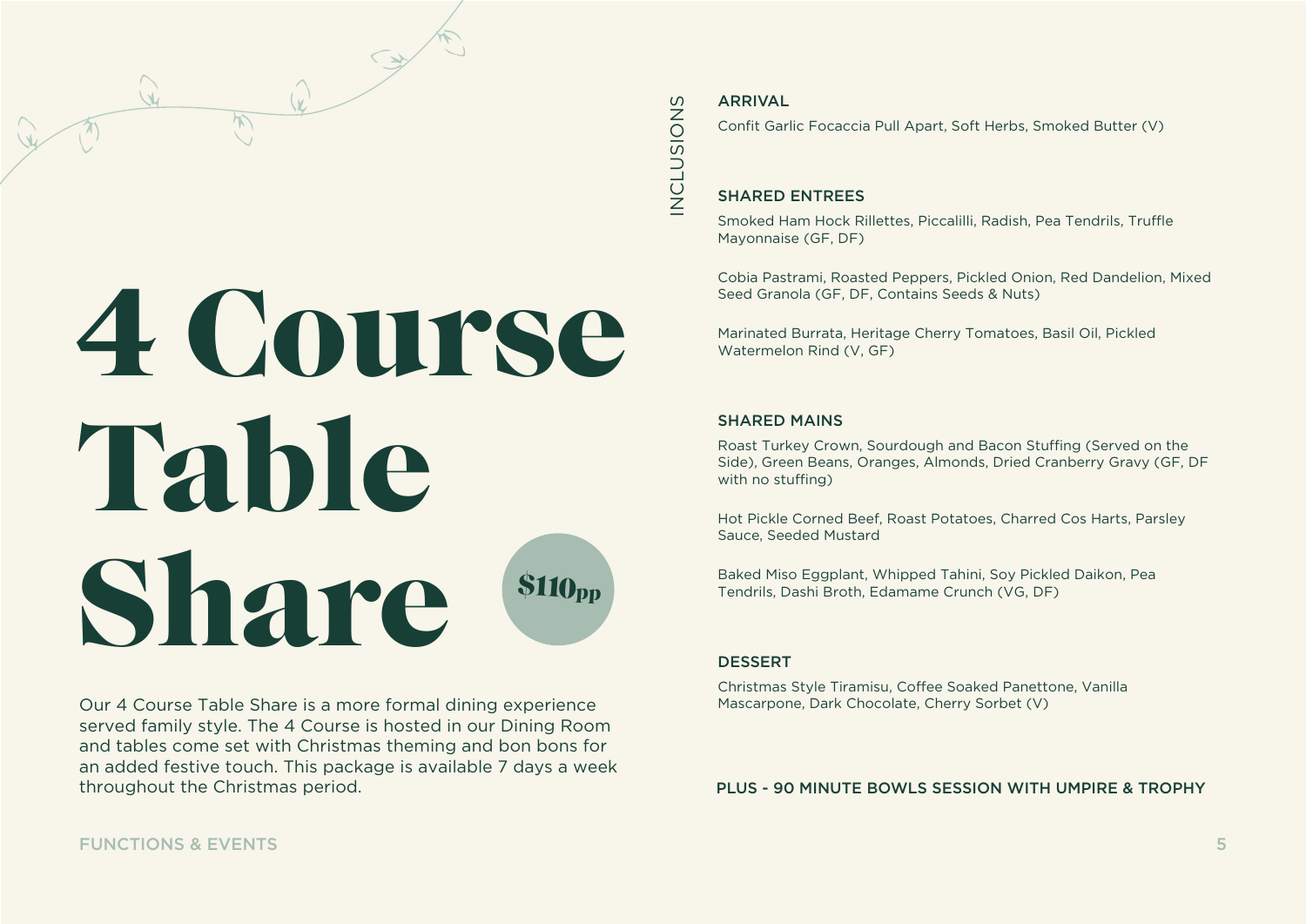# 4 Course Table Share

**$110pp**

Our 4 Course Table Share is a more formal dining experience served family style. The 4 Course is hosted in our Dining Room and tables come set with Christmas theming and bon bons for an added festive touch. This package is available 7 days a week throughout the Christmas period.

## INCLUSIONS

### ARRIVAL

Confit Garlic Focaccia Pull Apart, Soft Herbs, Smoked Butter (V)

### SHARED ENTREES

Smoked Ham Hock Rillettes, Piccalilli, Radish, Pea Tendrils, Truffle Mayonnaise (GF, DF)

Cobia Pastrami, Roasted Peppers, Pickled Onion, Red Dandelion, Mixed Seed Granola (GF, DF, Contains Seeds & Nuts)

Marinated Burrata, Heritage Cherry Tomatoes, Basil Oil, Pickled Watermelon Rind (V, GF)

### SHARED MAINS

Roast Turkey Crown, Sourdough and Bacon Stuffing (Served on the Side), Green Beans, Oranges, Almonds, Dried Cranberry Gravy (GF, DF with no stuffing)

Hot Pickle Corned Beef, Roast Potatoes, Charred Cos Harts, Parsley Sauce, Seeded Mustard

Baked Miso Eggplant, Whipped Tahini, Soy Pickled Daikon, Pea Tendrils, Dashi Broth, Edamame Crunch (VG, DF)

### DESSERT

Christmas Style Tiramisu, Coffee Soaked Panettone, Vanilla Mascarpone, Dark Chocolate, Cherry Sorbet (V)

**PLUS - 90 MINUTE BOWLS SESSION WITH UMPIRE & TROPHY**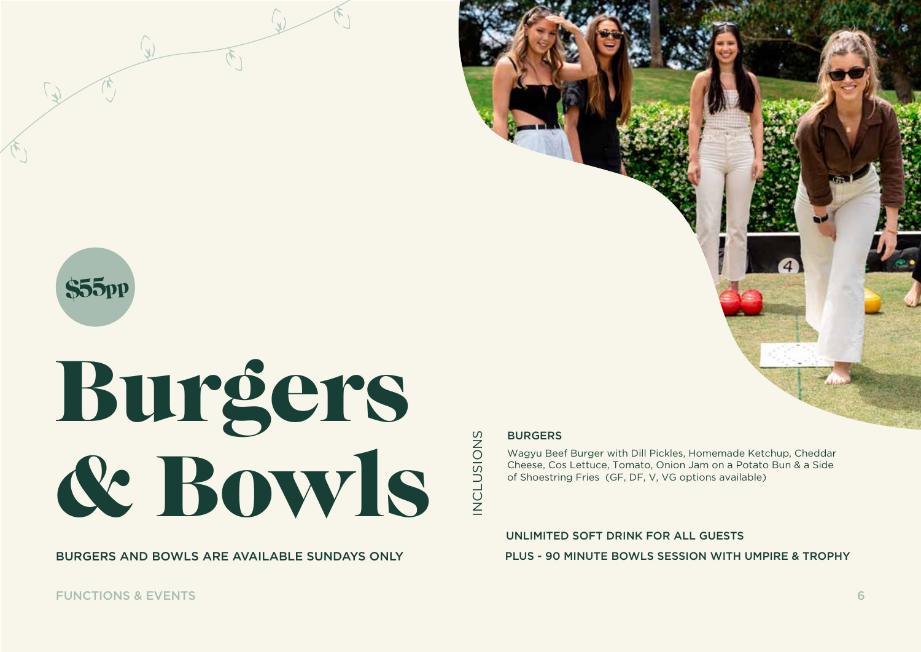$55pp

# Burgers & Bowls

BURGERS AND BOWLS ARE AVAILABLE SUNDAYS ONLY

INCLUSIONS

**BURGERS**

Wagyu Beef Burger with Dill Pickles, Homemade Ketchup, Cheddar Cheese, Cos Lettuce, Tomato, Onion Jam on a Potato Bun & a Side of Shoestring Fries (GF, DF, V, VG options available)

UNLIMITED SOFT DRINK FOR ALL GUESTS

PLUS - 90 MINUTE BOWLS SESSION WITH UMPIRE & TROPHY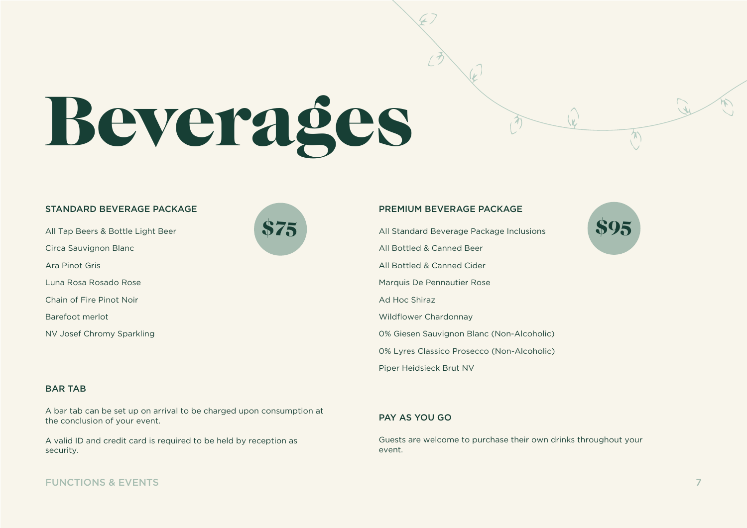# Beverages

## STANDARD BEVERAGE PACKAGE

$75

All Tap Beers & Bottle Light Beer

Circa Sauvignon Blanc

Ara Pinot Gris

Luna Rosa Rosado Rose

Chain of Fire Pinot Noir

Barefoot merlot

NV Josef Chromy Sparkling

## BAR TAB

A bar tab can be set up on arrival to be charged upon consumption at the conclusion of your event.

A valid ID and credit card is required to be held by reception as security.

## PREMIUM BEVERAGE PACKAGE

$95

All Standard Beverage Package Inclusions

All Bottled & Canned Beer

All Bottled & Canned Cider

Marquis De Pennautier Rose

Ad Hoc Shiraz

Wildflower Chardonnay

0% Giesen Sauvignon Blanc (Non-Alcoholic)

0% Lyres Classico Prosecco (Non-Alcoholic)

Piper Heidsieck Brut NV

## PAY AS YOU GO

Guests are welcome to purchase their own drinks throughout your event.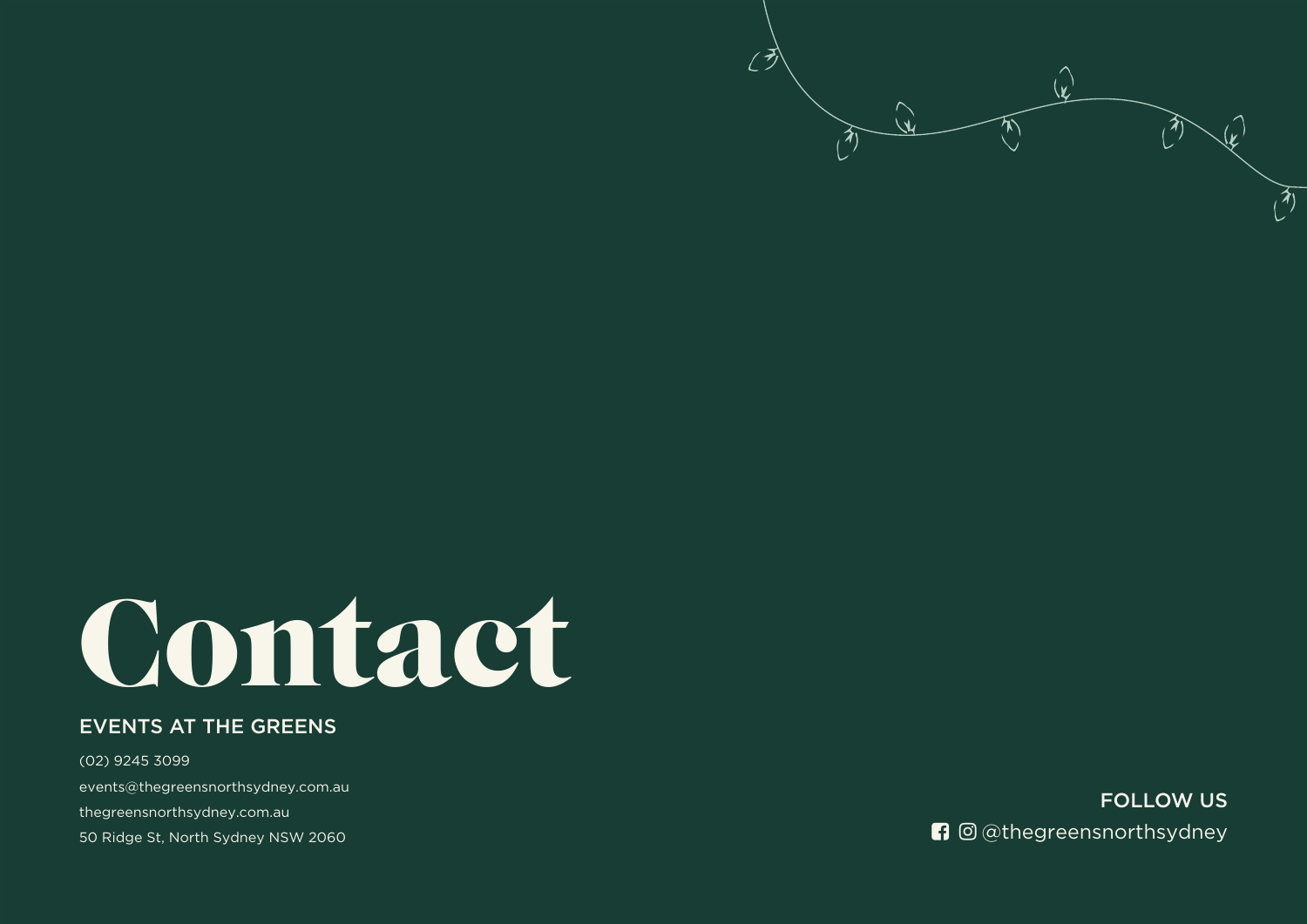# Contact

## EVENTS AT THE GREENS

(02) 9245 3099

events@thegreensnorthsydney.com.au

thegreensnorthsydney.com.au

50 Ridge St, North Sydney NSW 2060

### FOLLOW US

@thegreensnorthsydney